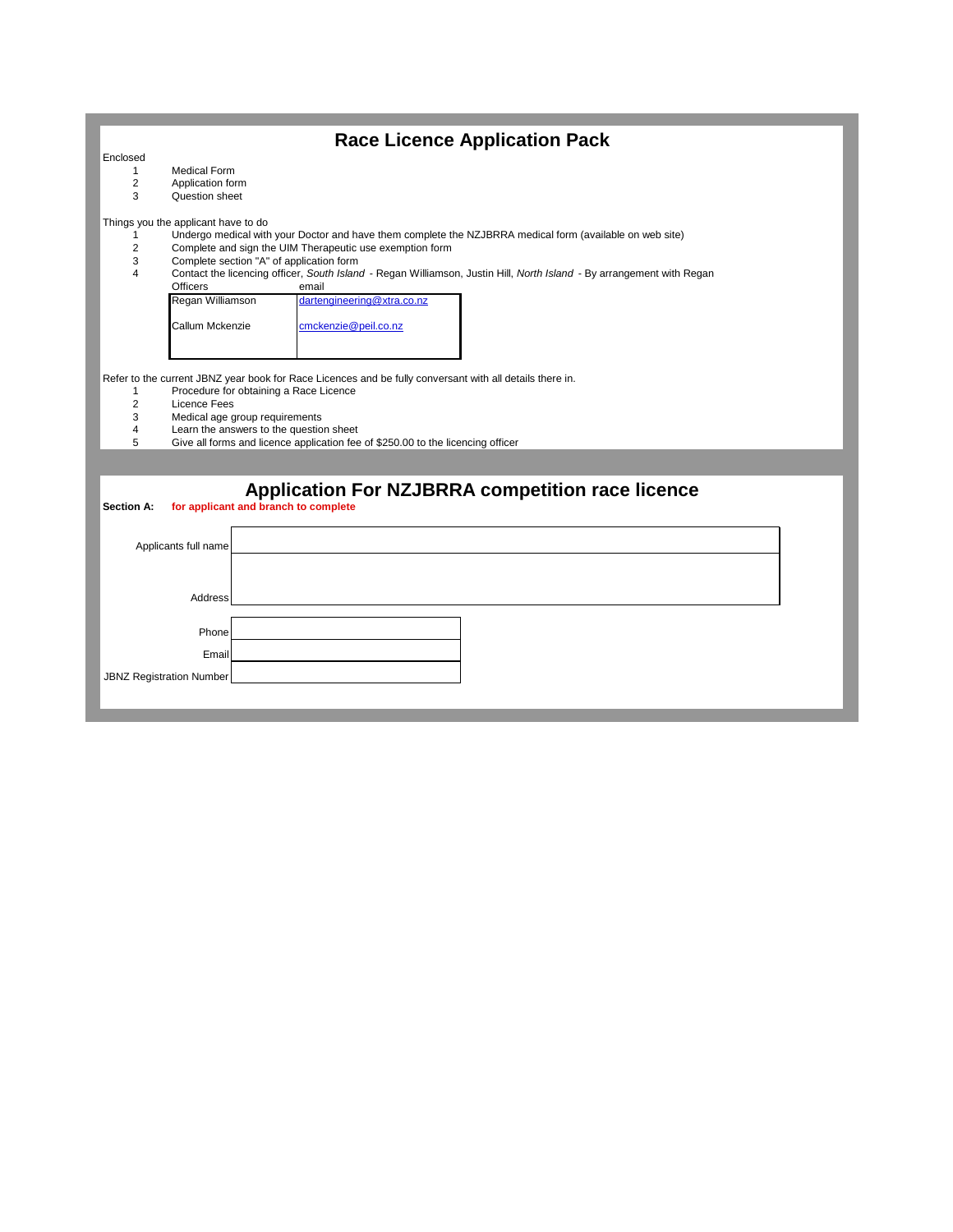# Race Licence Application Pack

Enclosed

1. Medical Form
2. Application form
3. Question sheet

Things you the applicant have to do

1. Undergo medical with your Doctor and have them complete the NZJBRRA medical form (available on web site)
2. Complete and sign the UIM Therapeutic use exemption form
3. Complete section "A" of application form
4. Contact the licencing officer, *South Island* - Regan Williamson, Justin Hill, *North Island* - By arrangement with Regan

| Officers | email |
|---|---|
| Regan Williamson | dartengineering@xtra.co.nz |
| Callum Mckenzie | cmckenzie@peil.co.nz |

Refer to the current JBNZ year book for Race Licences and be fully conversant with all details there in.

1. Procedure for obtaining a Race Licence
2. Licence Fees
3. Medical age group requirements
4. Learn the answers to the question sheet
5. Give all forms and licence application fee of $250.00 to the licencing officer

## Application For NZJBRRA competition race licence

**Section A:** **for applicant and branch to complete**

| | |
|---|---|
| Applicants full name | |
| Address | |
| Phone | |
| Email | |
| JBNZ Registration Number | |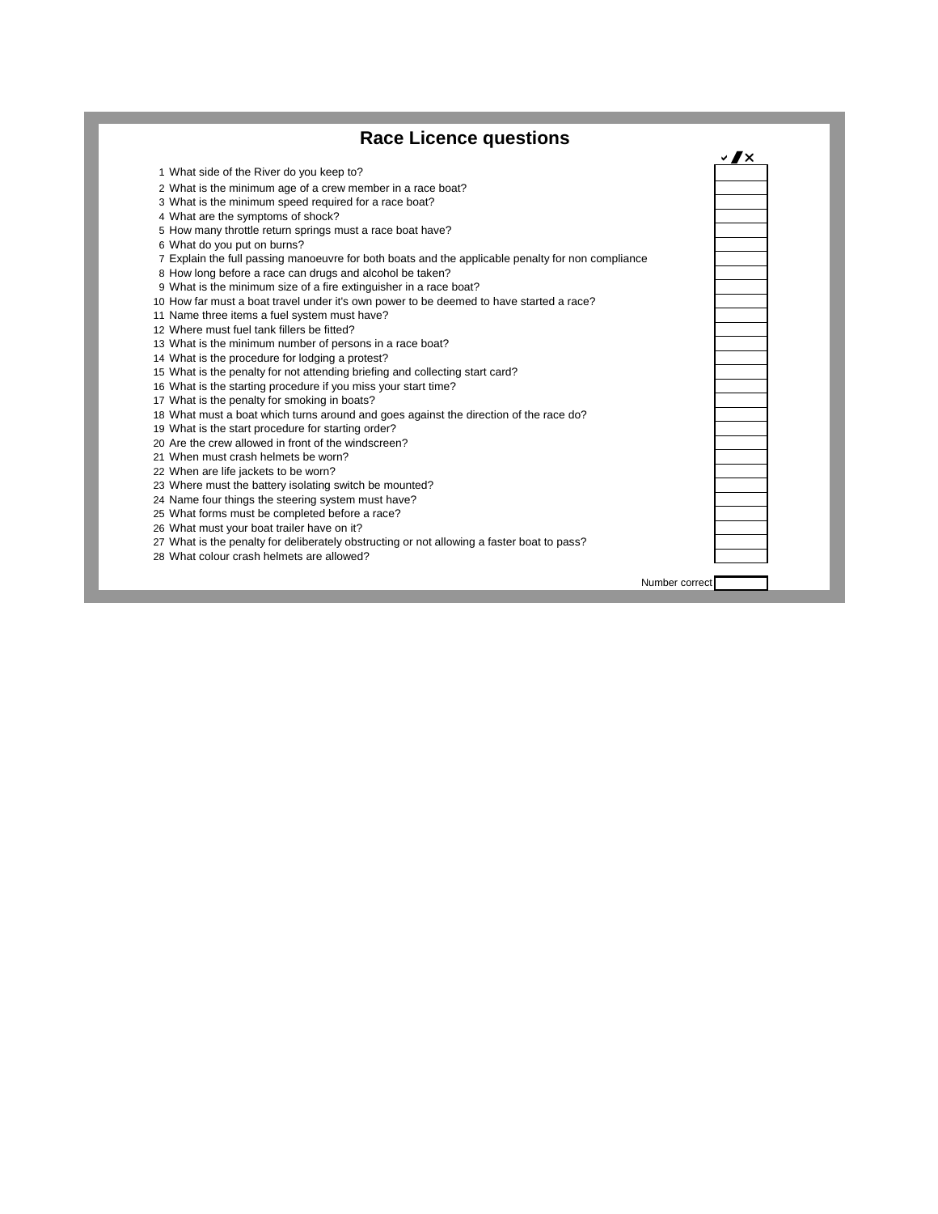# Race Licence questions

| # | Question | ✔ / ✕ |
|---|---|---|
| 1 | What side of the River do you keep to? | |
| 2 | What is the minimum age of a crew member in a race boat? | |
| 3 | What is the minimum speed required for a race boat? | |
| 4 | What are the symptoms of shock? | |
| 5 | How many throttle return springs must a race boat have? | |
| 6 | What do you put on burns? | |
| 7 | Explain the full passing manoeuvre for both boats and the applicable penalty for non compliance | |
| 8 | How long before a race can drugs and alcohol be taken? | |
| 9 | What is the minimum size of a fire extinguisher in a race boat? | |
| 10 | How far must a boat travel under it's own power to be deemed to have started a race? | |
| 11 | Name three items a fuel system must have? | |
| 12 | Where must fuel tank fillers be fitted? | |
| 13 | What is the minimum number of persons in a race boat? | |
| 14 | What is the procedure for lodging a protest? | |
| 15 | What is the penalty for not attending briefing and collecting start card? | |
| 16 | What is the starting procedure if you miss your start time? | |
| 17 | What is the penalty for smoking in boats? | |
| 18 | What must a boat which turns around and goes against the direction of the race do? | |
| 19 | What is the start procedure for starting order? | |
| 20 | Are the crew allowed in front of the windscreen? | |
| 21 | When must crash helmets be worn? | |
| 22 | When are life jackets to be worn? | |
| 23 | Where must the battery isolating switch be mounted? | |
| 24 | Name four things the steering system must have? | |
| 25 | What forms must be completed before a race? | |
| 26 | What must your boat trailer have on it? | |
| 27 | What is the penalty for deliberately obstructing or not allowing a faster boat to pass? | |
| 28 | What colour crash helmets are allowed? | |
| | Number correct | |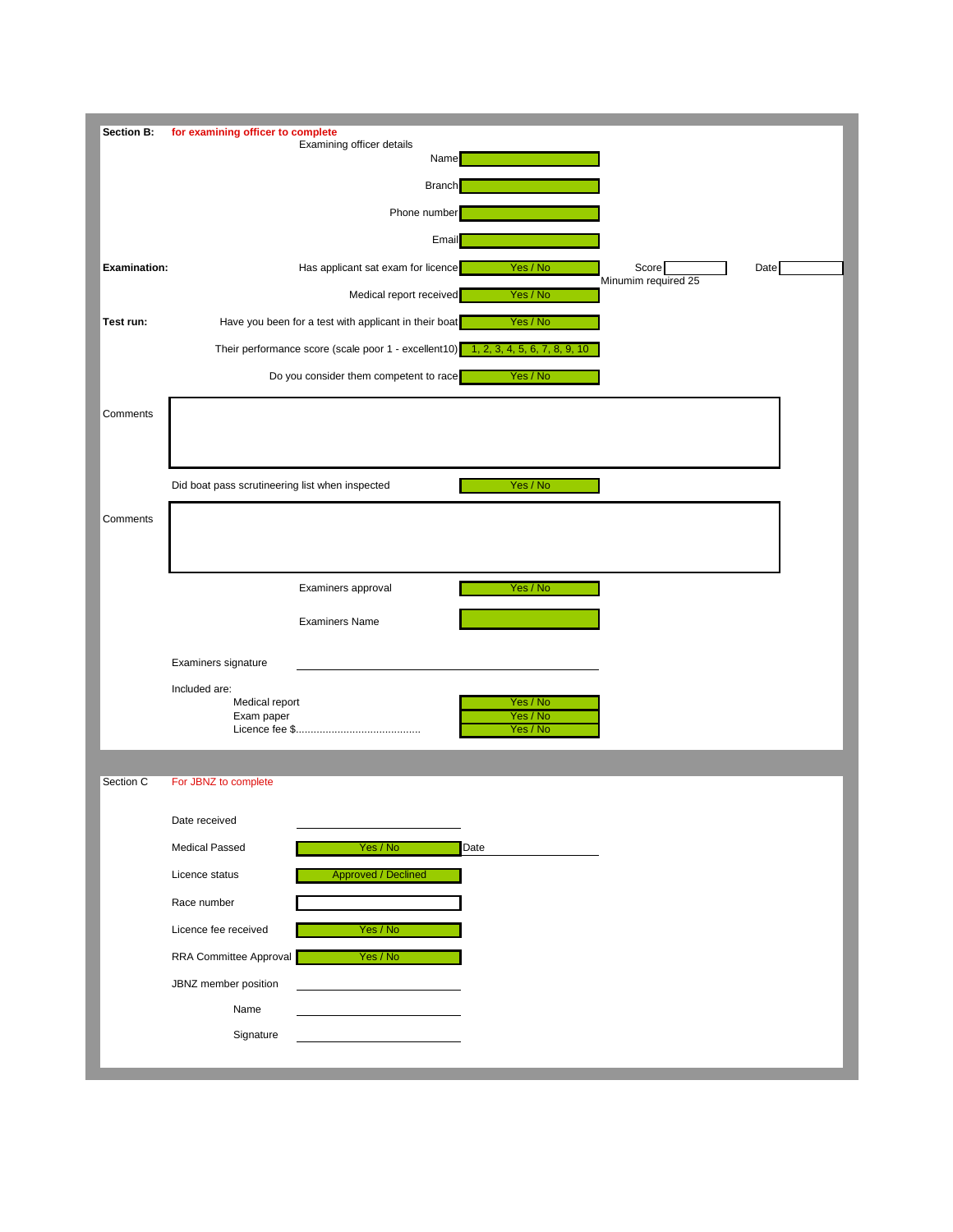**Section B:** for examining officer to complete

Examining officer details

Name

Branch

Phone number

Email

**Examination:** Has applicant sat exam for licence Yes / No Score Date

Minumim required 25

Medical report received Yes / No

**Test run:** Have you been for a test with applicant in their boat Yes / No

Their performance score (scale poor 1 - excellent10) 1, 2, 3, 4, 5, 6, 7, 8, 9, 10

Do you consider them competent to race Yes / No

Comments

Did boat pass scrutineering list when inspected Yes / No

Comments

Examiners approval Yes / No

Examiners Name

Examiners signature ______________________________

Included are:

Medical report Yes / No

Exam paper Yes / No

Licence fee $.......................................... Yes / No

Section C For JBNZ to complete

Date received ______________________________

Medical Passed Yes / No Date ______________________________

Licence status Approved / Declined

Race number

Licence fee received Yes / No

RRA Committee Approval Yes / No

JBNZ member position ______________________________

Name ______________________________

Signature ______________________________